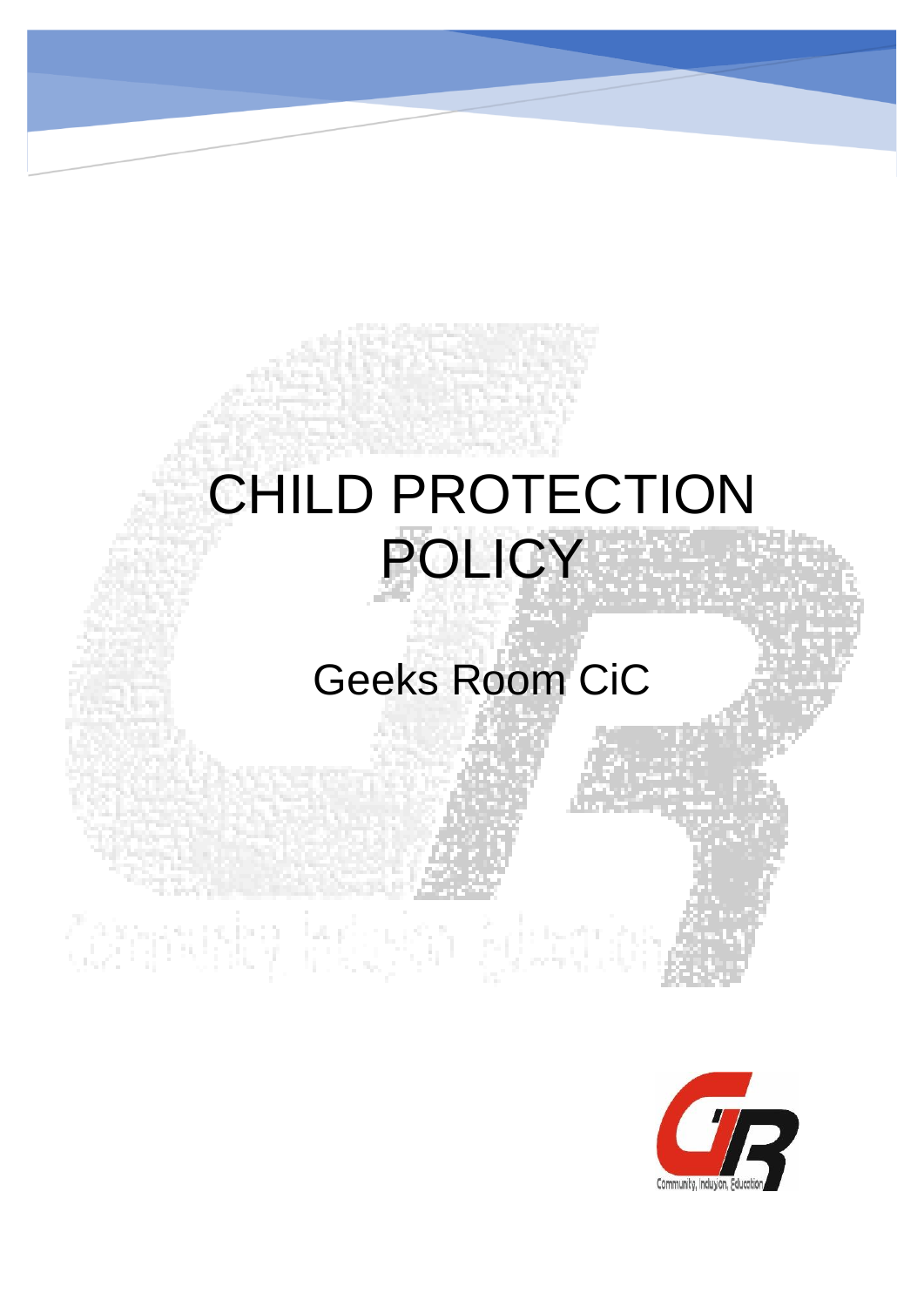# CHILD PROTECTION POLICY

## Geeks Room CiC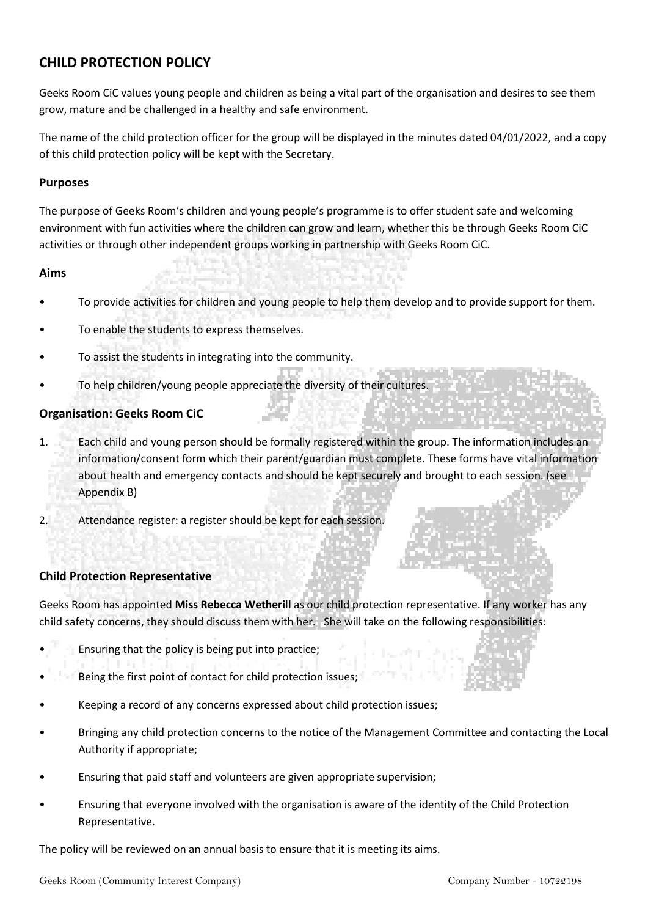## CHILD PROTECTION POLICY

Geeks Room CiC values young people and children as being a vital part of the organisation and desires to see them grow, mature and be challenged in a healthy and safe environment.

The name of the child protection officer for the group will be displayed in the minutes dated 04/01/2022, and a copy of this child protection policy will be kept with the Secretary.

### Purposes

The purpose of Geeks Room's children and young people's programme is to offer student safe and welcoming environment with fun activities where the children can grow and learn, whether this be through Geeks Room CiC activities or through other independent groups working in partnership with Geeks Room CiC.

### Aims

- To provide activities for children and young people to help them develop and to provide support for them.
- To enable the students to express themselves.
- To assist the students in integrating into the community.
- To help children/young people appreciate the diversity of their cultures.

### Organisation: Geeks Room CiC

1. Each child and young person should be formally registered within the group. The information includes an information/consent form which their parent/guardian must complete. These forms have vital information about health and emergency contacts and should be kept securely and brought to each session. (see Appendix B)
2. Attendance register: a register should be kept for each session.

### Child Protection Representative

Geeks Room has appointed **Miss Rebecca Wetherill** as our child protection representative. If any worker has any child safety concerns, they should discuss them with her. She will take on the following responsibilities:

- Ensuring that the policy is being put into practice;
- Being the first point of contact for child protection issues;
- Keeping a record of any concerns expressed about child protection issues;
- Bringing any child protection concerns to the notice of the Management Committee and contacting the Local Authority if appropriate;
- Ensuring that paid staff and volunteers are given appropriate supervision;
- Ensuring that everyone involved with the organisation is aware of the identity of the Child Protection Representative.

The policy will be reviewed on an annual basis to ensure that it is meeting its aims.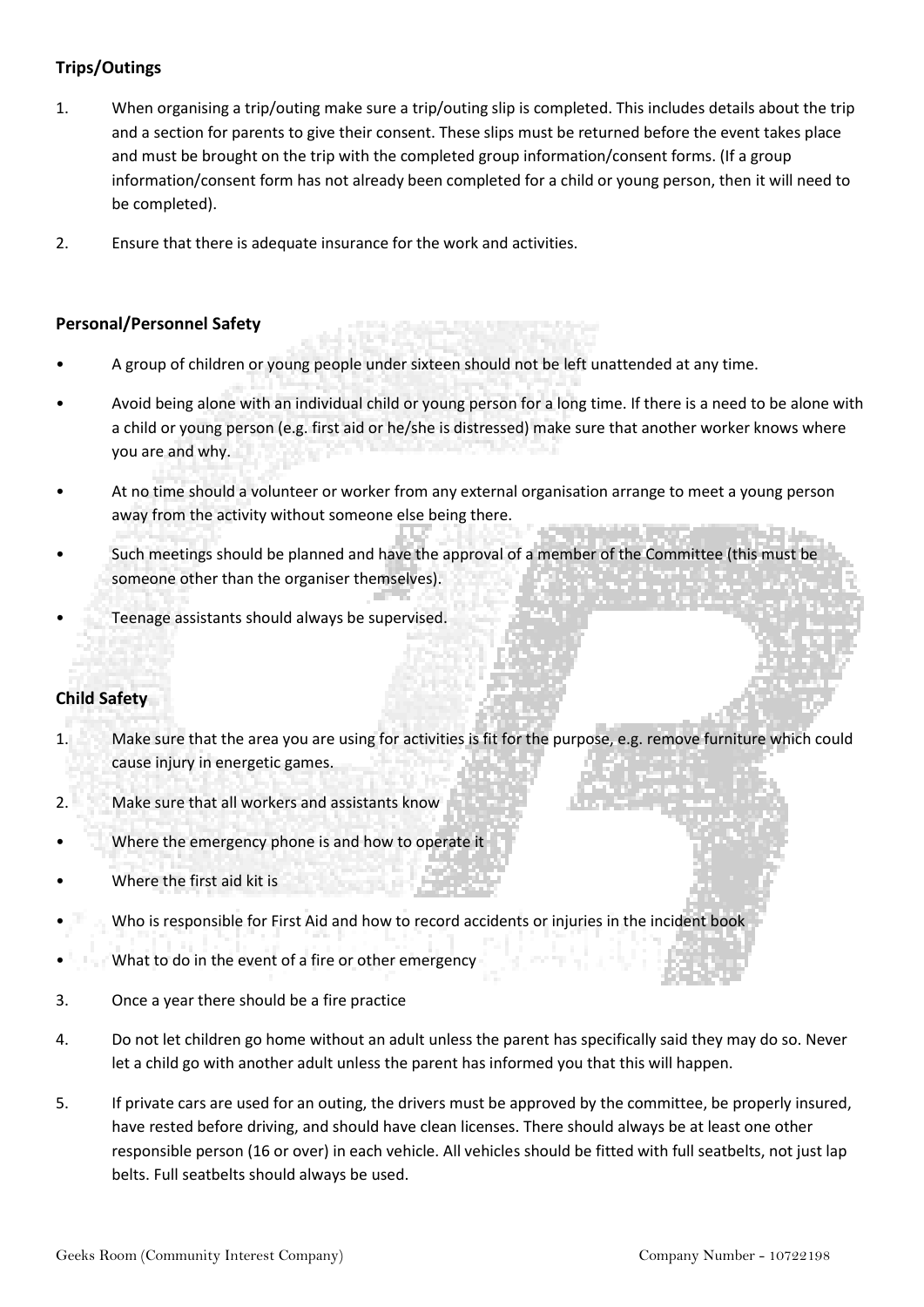**Trips/Outings**

1. When organising a trip/outing make sure a trip/outing slip is completed. This includes details about the trip and a section for parents to give their consent. These slips must be returned before the event takes place and must be brought on the trip with the completed group information/consent forms. (If a group information/consent form has not already been completed for a child or young person, then it will need to be completed).
2. Ensure that there is adequate insurance for the work and activities.

**Personal/Personnel Safety**

- A group of children or young people under sixteen should not be left unattended at any time.
- Avoid being alone with an individual child or young person for a long time. If there is a need to be alone with a child or young person (e.g. first aid or he/she is distressed) make sure that another worker knows where you are and why.
- At no time should a volunteer or worker from any external organisation arrange to meet a young person away from the activity without someone else being there.
- Such meetings should be planned and have the approval of a member of the Committee (this must be someone other than the organiser themselves).
- Teenage assistants should always be supervised.

**Child Safety**

1. Make sure that the area you are using for activities is fit for the purpose, e.g. remove furniture which could cause injury in energetic games.
2. Make sure that all workers and assistants know
   - Where the emergency phone is and how to operate it
   - Where the first aid kit is
   - Who is responsible for First Aid and how to record accidents or injuries in the incident book
   - What to do in the event of a fire or other emergency
3. Once a year there should be a fire practice
4. Do not let children go home without an adult unless the parent has specifically said they may do so. Never let a child go with another adult unless the parent has informed you that this will happen.
5. If private cars are used for an outing, the drivers must be approved by the committee, be properly insured, have rested before driving, and should have clean licenses. There should always be at least one other responsible person (16 or over) in each vehicle. All vehicles should be fitted with full seatbelts, not just lap belts. Full seatbelts should always be used.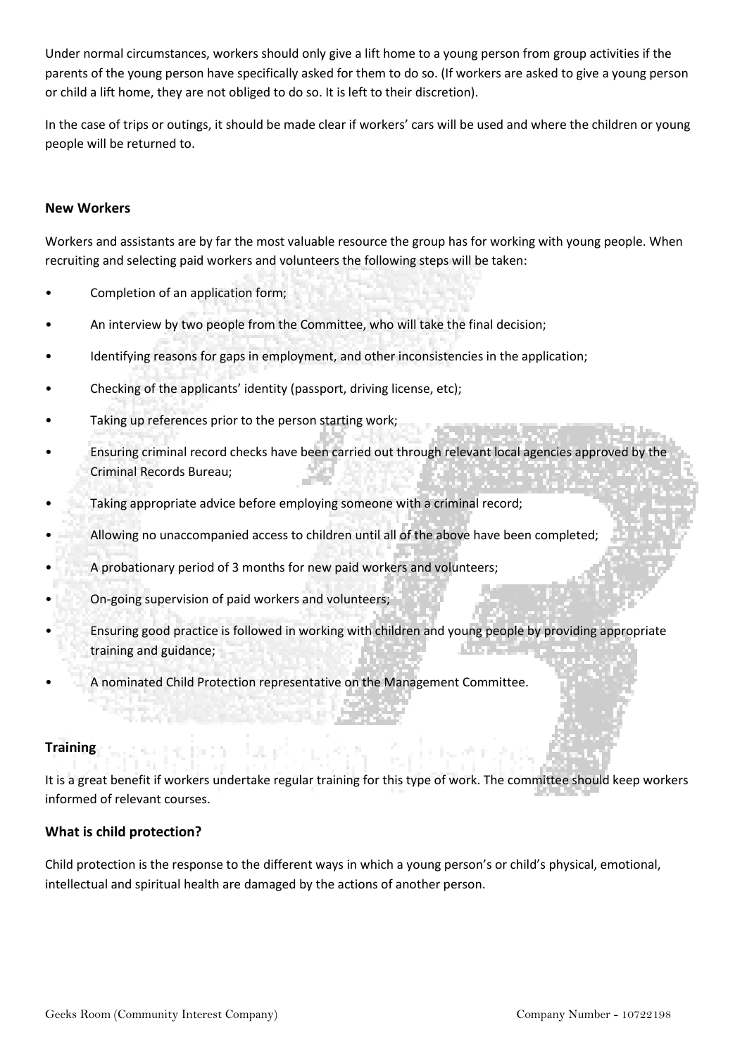Under normal circumstances, workers should only give a lift home to a young person from group activities if the parents of the young person have specifically asked for them to do so. (If workers are asked to give a young person or child a lift home, they are not obliged to do so. It is left to their discretion).

In the case of trips or outings, it should be made clear if workers' cars will be used and where the children or young people will be returned to.

### New Workers

Workers and assistants are by far the most valuable resource the group has for working with young people. When recruiting and selecting paid workers and volunteers the following steps will be taken:

- Completion of an application form;
- An interview by two people from the Committee, who will take the final decision;
- Identifying reasons for gaps in employment, and other inconsistencies in the application;
- Checking of the applicants' identity (passport, driving license, etc);
- Taking up references prior to the person starting work;
- Ensuring criminal record checks have been carried out through relevant local agencies approved by the Criminal Records Bureau;
- Taking appropriate advice before employing someone with a criminal record;
- Allowing no unaccompanied access to children until all of the above have been completed;
- A probationary period of 3 months for new paid workers and volunteers;
- On-going supervision of paid workers and volunteers;
- Ensuring good practice is followed in working with children and young people by providing appropriate training and guidance;
- A nominated Child Protection representative on the Management Committee.

### Training

It is a great benefit if workers undertake regular training for this type of work. The committee should keep workers informed of relevant courses.

### What is child protection?

Child protection is the response to the different ways in which a young person's or child's physical, emotional, intellectual and spiritual health are damaged by the actions of another person.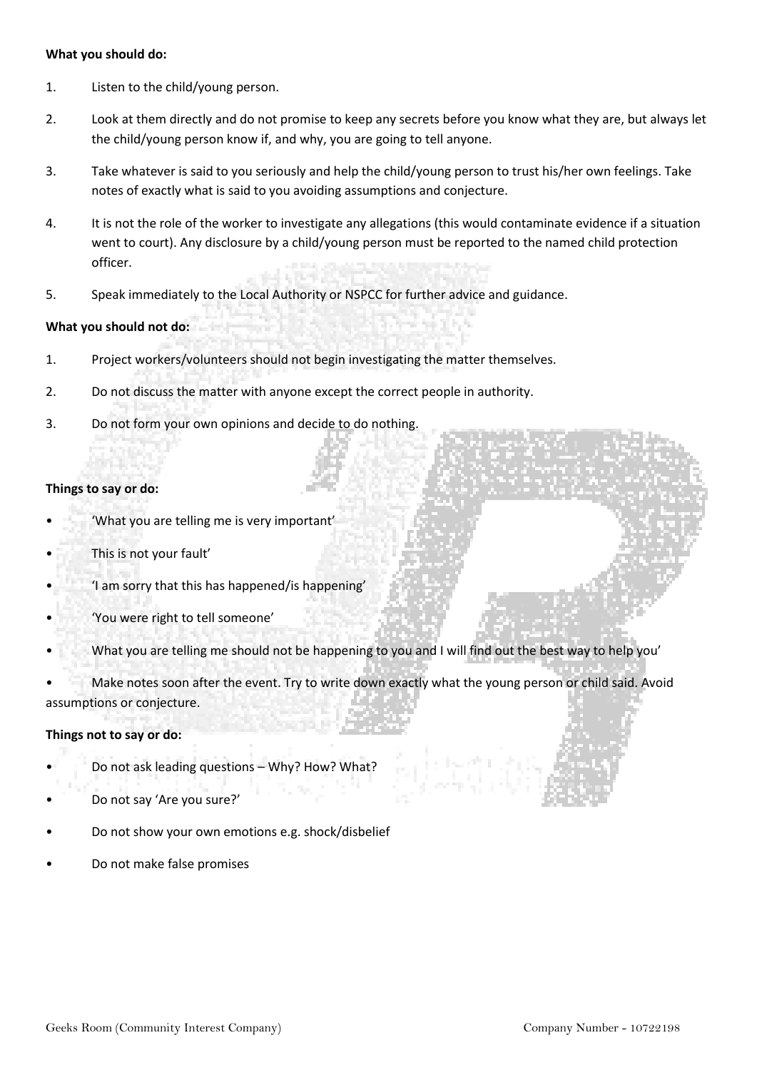**What you should do:**

1. Listen to the child/young person.
2. Look at them directly and do not promise to keep any secrets before you know what they are, but always let the child/young person know if, and why, you are going to tell anyone.
3. Take whatever is said to you seriously and help the child/young person to trust his/her own feelings. Take notes of exactly what is said to you avoiding assumptions and conjecture.
4. It is not the role of the worker to investigate any allegations (this would contaminate evidence if a situation went to court). Any disclosure by a child/young person must be reported to the named child protection officer.
5. Speak immediately to the Local Authority or NSPCC for further advice and guidance.

**What you should not do:**

1. Project workers/volunteers should not begin investigating the matter themselves.
2. Do not discuss the matter with anyone except the correct people in authority.
3. Do not form your own opinions and decide to do nothing.

**Things to say or do:**

- 'What you are telling me is very important'
- This is not your fault'
- 'I am sorry that this has happened/is happening'
- 'You were right to tell someone'
- What you are telling me should not be happening to you and I will find out the best way to help you'
- Make notes soon after the event. Try to write down exactly what the young person or child said. Avoid assumptions or conjecture.

**Things not to say or do:**

- Do not ask leading questions – Why? How? What?
- Do not say 'Are you sure?'
- Do not show your own emotions e.g. shock/disbelief
- Do not make false promises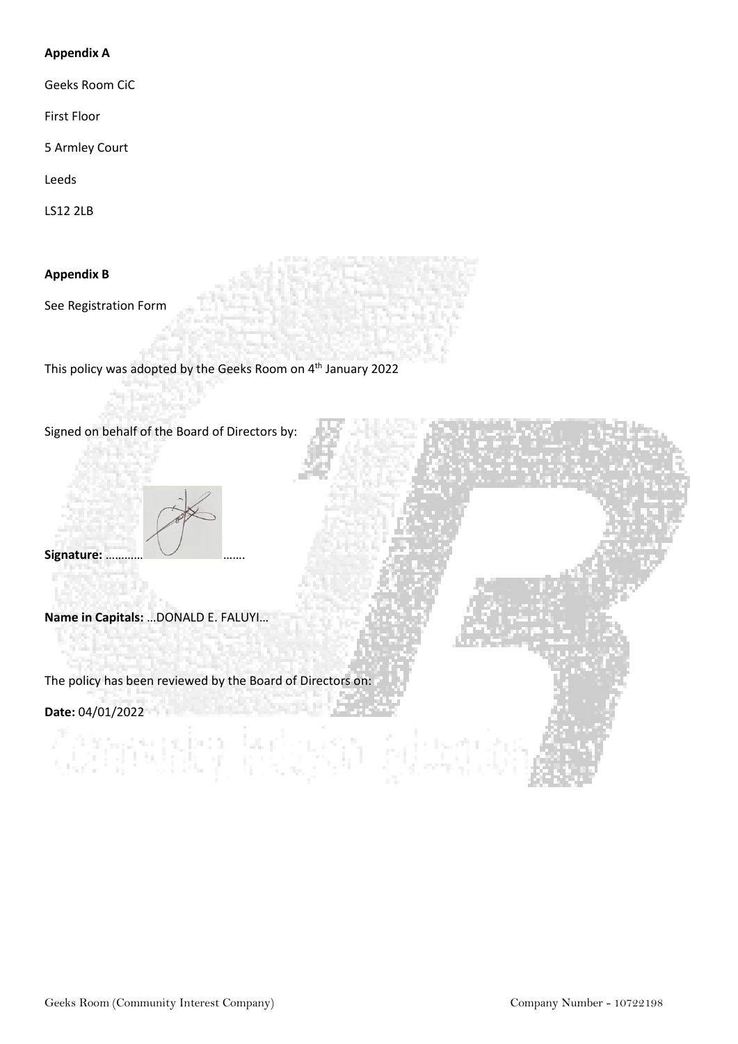**Appendix A**

Geeks Room CiC

First Floor

5 Armley Court

Leeds

LS12 2LB

**Appendix B**

See Registration Form

This policy was adopted by the Geeks Room on 4th January 2022

Signed on behalf of the Board of Directors by:

**Signature:** ………… …….

**Name in Capitals:** …DONALD E. FALUYI…

The policy has been reviewed by the Board of Directors on:

**Date:** 04/01/2022